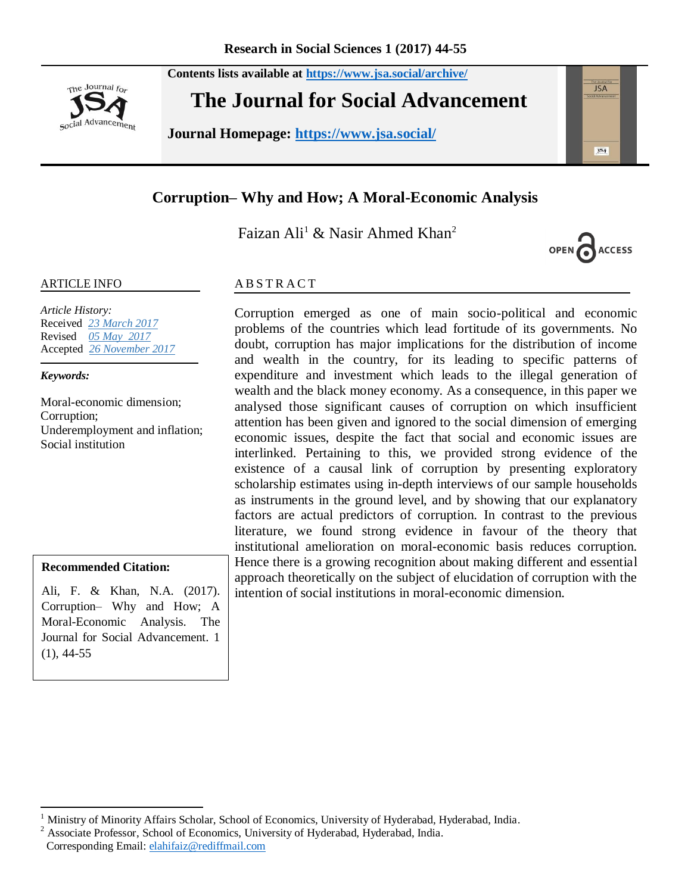Contents lists available at https://www.jsa.social/archive/

**The Journal for Social Advancement**

Journal Homepage: https://www.jsa.social/

# Corruption– Why and How; A Moral-Economic Analysis

Faizan Ali[1] & Nasir Ahmed Khan[2]

OPEN ACCESS

## ARTICLE INFO

*Article History:*
Received 23 March 2017
Revised 05 May 2017
Accepted 26 November 2017

***Keywords:***

Moral-economic dimension;
Corruption;
Underemployment and inflation;
Social institution

**Recommended Citation:**

Ali, F. & Khan, N.A. (2017). Corruption– Why and How; A Moral-Economic Analysis. The Journal for Social Advancement. 1 (1), 44-55

## ABSTRACT

Corruption emerged as one of main socio-political and economic problems of the countries which lead fortitude of its governments. No doubt, corruption has major implications for the distribution of income and wealth in the country, for its leading to specific patterns of expenditure and investment which leads to the illegal generation of wealth and the black money economy. As a consequence, in this paper we analysed those significant causes of corruption on which insufficient attention has been given and ignored to the social dimension of emerging economic issues, despite the fact that social and economic issues are interlinked. Pertaining to this, we provided strong evidence of the existence of a causal link of corruption by presenting exploratory scholarship estimates using in-depth interviews of our sample households as instruments in the ground level, and by showing that our explanatory factors are actual predictors of corruption. In contrast to the previous literature, we found strong evidence in favour of the theory that institutional amelioration on moral-economic basis reduces corruption. Hence there is a growing recognition about making different and essential approach theoretically on the subject of elucidation of corruption with the intention of social institutions in moral-economic dimension.

---

[1] Ministry of Minority Affairs Scholar, School of Economics, University of Hyderabad, Hyderabad, India.
[2] Associate Professor, School of Economics, University of Hyderabad, Hyderabad, India.
Corresponding Email: elahifaiz@rediffmail.com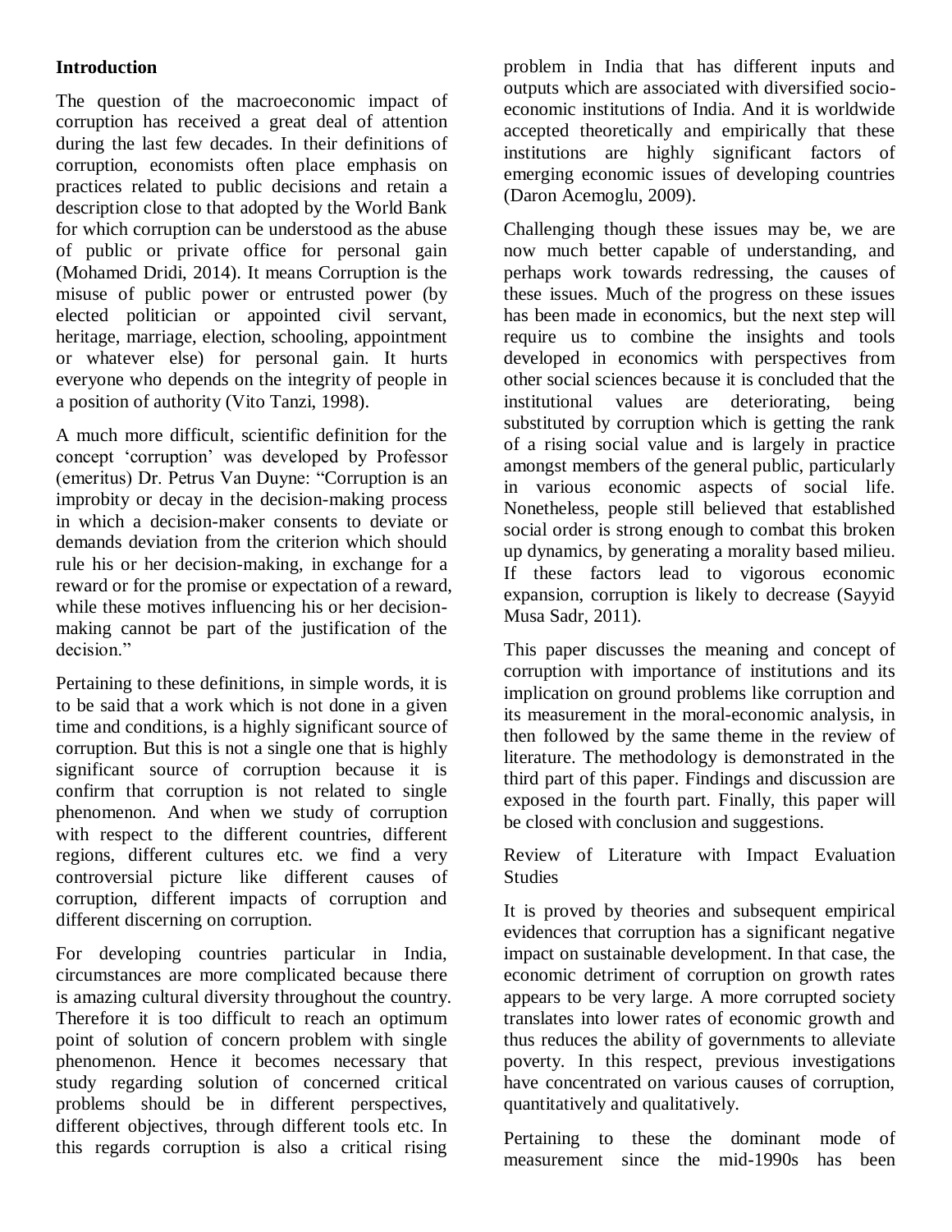## Introduction

The question of the macroeconomic impact of corruption has received a great deal of attention during the last few decades. In their definitions of corruption, economists often place emphasis on practices related to public decisions and retain a description close to that adopted by the World Bank for which corruption can be understood as the abuse of public or private office for personal gain (Mohamed Dridi, 2014). It means Corruption is the misuse of public power or entrusted power (by elected politician or appointed civil servant, heritage, marriage, election, schooling, appointment or whatever else) for personal gain. It hurts everyone who depends on the integrity of people in a position of authority (Vito Tanzi, 1998).

A much more difficult, scientific definition for the concept 'corruption' was developed by Professor (emeritus) Dr. Petrus Van Duyne: "Corruption is an improbity or decay in the decision-making process in which a decision-maker consents to deviate or demands deviation from the criterion which should rule his or her decision-making, in exchange for a reward or for the promise or expectation of a reward, while these motives influencing his or her decision-making cannot be part of the justification of the decision."

Pertaining to these definitions, in simple words, it is to be said that a work which is not done in a given time and conditions, is a highly significant source of corruption. But this is not a single one that is highly significant source of corruption because it is confirm that corruption is not related to single phenomenon. And when we study of corruption with respect to the different countries, different regions, different cultures etc. we find a very controversial picture like different causes of corruption, different impacts of corruption and different discerning on corruption.

For developing countries particular in India, circumstances are more complicated because there is amazing cultural diversity throughout the country. Therefore it is too difficult to reach an optimum point of solution of concern problem with single phenomenon. Hence it becomes necessary that study regarding solution of concerned critical problems should be in different perspectives, different objectives, through different tools etc. In this regards corruption is also a critical rising problem in India that has different inputs and outputs which are associated with diversified socio-economic institutions of India. And it is worldwide accepted theoretically and empirically that these institutions are highly significant factors of emerging economic issues of developing countries (Daron Acemoglu, 2009).

Challenging though these issues may be, we are now much better capable of understanding, and perhaps work towards redressing, the causes of these issues. Much of the progress on these issues has been made in economics, but the next step will require us to combine the insights and tools developed in economics with perspectives from other social sciences because it is concluded that the institutional values are deteriorating, being substituted by corruption which is getting the rank of a rising social value and is largely in practice amongst members of the general public, particularly in various economic aspects of social life. Nonetheless, people still believed that established social order is strong enough to combat this broken up dynamics, by generating a morality based milieu. If these factors lead to vigorous economic expansion, corruption is likely to decrease (Sayyid Musa Sadr, 2011).

This paper discusses the meaning and concept of corruption with importance of institutions and its implication on ground problems like corruption and its measurement in the moral-economic analysis, in then followed by the same theme in the review of literature. The methodology is demonstrated in the third part of this paper. Findings and discussion are exposed in the fourth part. Finally, this paper will be closed with conclusion and suggestions.

## Review of Literature with Impact Evaluation Studies

It is proved by theories and subsequent empirical evidences that corruption has a significant negative impact on sustainable development. In that case, the economic detriment of corruption on growth rates appears to be very large. A more corrupted society translates into lower rates of economic growth and thus reduces the ability of governments to alleviate poverty. In this respect, previous investigations have concentrated on various causes of corruption, quantitatively and qualitatively.

Pertaining to these the dominant mode of measurement since the mid-1990s has been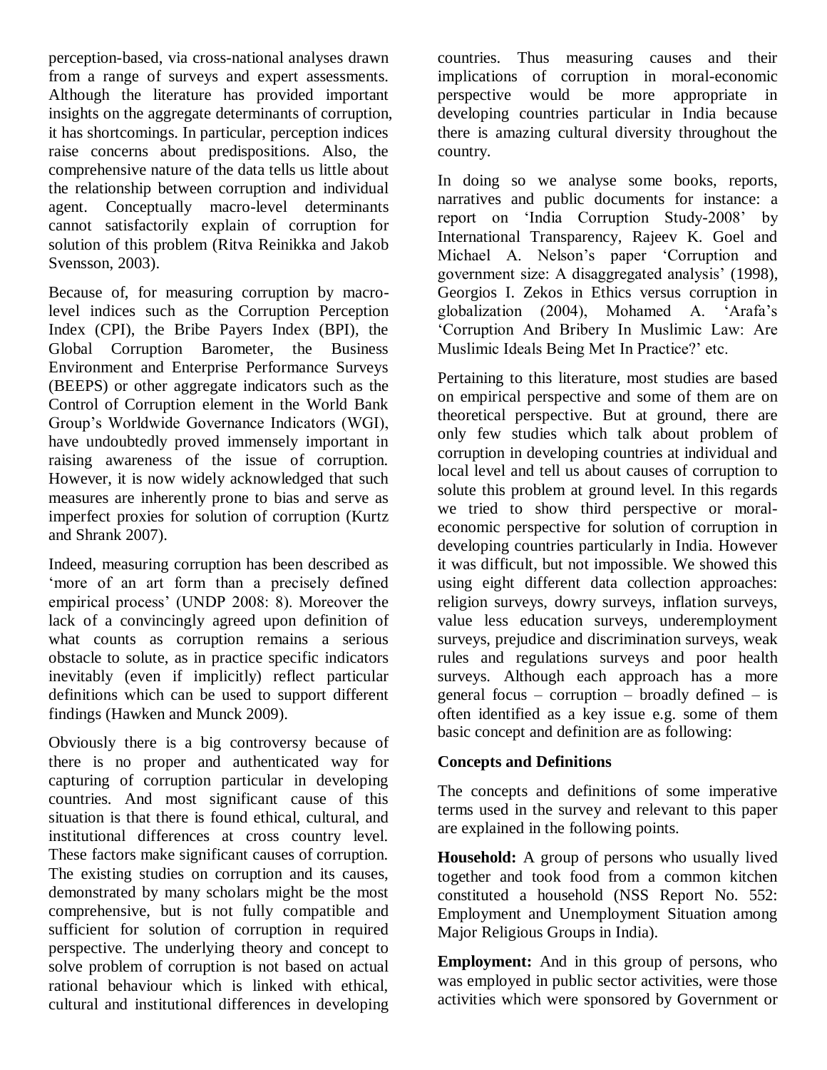perception-based, via cross-national analyses drawn from a range of surveys and expert assessments. Although the literature has provided important insights on the aggregate determinants of corruption, it has shortcomings. In particular, perception indices raise concerns about predispositions. Also, the comprehensive nature of the data tells us little about the relationship between corruption and individual agent. Conceptually macro-level determinants cannot satisfactorily explain of corruption for solution of this problem (Ritva Reinikka and Jakob Svensson, 2003).

Because of, for measuring corruption by macro-level indices such as the Corruption Perception Index (CPI), the Bribe Payers Index (BPI), the Global Corruption Barometer, the Business Environment and Enterprise Performance Surveys (BEEPS) or other aggregate indicators such as the Control of Corruption element in the World Bank Group's Worldwide Governance Indicators (WGI), have undoubtedly proved immensely important in raising awareness of the issue of corruption. However, it is now widely acknowledged that such measures are inherently prone to bias and serve as imperfect proxies for solution of corruption (Kurtz and Shrank 2007).

Indeed, measuring corruption has been described as 'more of an art form than a precisely defined empirical process' (UNDP 2008: 8). Moreover the lack of a convincingly agreed upon definition of what counts as corruption remains a serious obstacle to solute, as in practice specific indicators inevitably (even if implicitly) reflect particular definitions which can be used to support different findings (Hawken and Munck 2009).

Obviously there is a big controversy because of there is no proper and authenticated way for capturing of corruption particular in developing countries. And most significant cause of this situation is that there is found ethical, cultural, and institutional differences at cross country level. These factors make significant causes of corruption. The existing studies on corruption and its causes, demonstrated by many scholars might be the most comprehensive, but is not fully compatible and sufficient for solution of corruption in required perspective. The underlying theory and concept to solve problem of corruption is not based on actual rational behaviour which is linked with ethical, cultural and institutional differences in developing countries. Thus measuring causes and their implications of corruption in moral-economic perspective would be more appropriate in developing countries particular in India because there is amazing cultural diversity throughout the country.

In doing so we analyse some books, reports, narratives and public documents for instance: a report on 'India Corruption Study-2008' by International Transparency, Rajeev K. Goel and Michael A. Nelson's paper 'Corruption and government size: A disaggregated analysis' (1998), Georgios I. Zekos in Ethics versus corruption in globalization (2004), Mohamed A. 'Arafa's 'Corruption And Bribery In Muslimic Law: Are Muslimic Ideals Being Met In Practice?' etc.

Pertaining to this literature, most studies are based on empirical perspective and some of them are on theoretical perspective. But at ground, there are only few studies which talk about problem of corruption in developing countries at individual and local level and tell us about causes of corruption to solute this problem at ground level. In this regards we tried to show third perspective or moral-economic perspective for solution of corruption in developing countries particularly in India. However it was difficult, but not impossible. We showed this using eight different data collection approaches: religion surveys, dowry surveys, inflation surveys, value less education surveys, underemployment surveys, prejudice and discrimination surveys, weak rules and regulations surveys and poor health surveys. Although each approach has a more general focus – corruption – broadly defined – is often identified as a key issue e.g. some of them basic concept and definition are as following:

**Concepts and Definitions**

The concepts and definitions of some imperative terms used in the survey and relevant to this paper are explained in the following points.

**Household:** A group of persons who usually lived together and took food from a common kitchen constituted a household (NSS Report No. 552: Employment and Unemployment Situation among Major Religious Groups in India).

**Employment:** And in this group of persons, who was employed in public sector activities, were those activities which were sponsored by Government or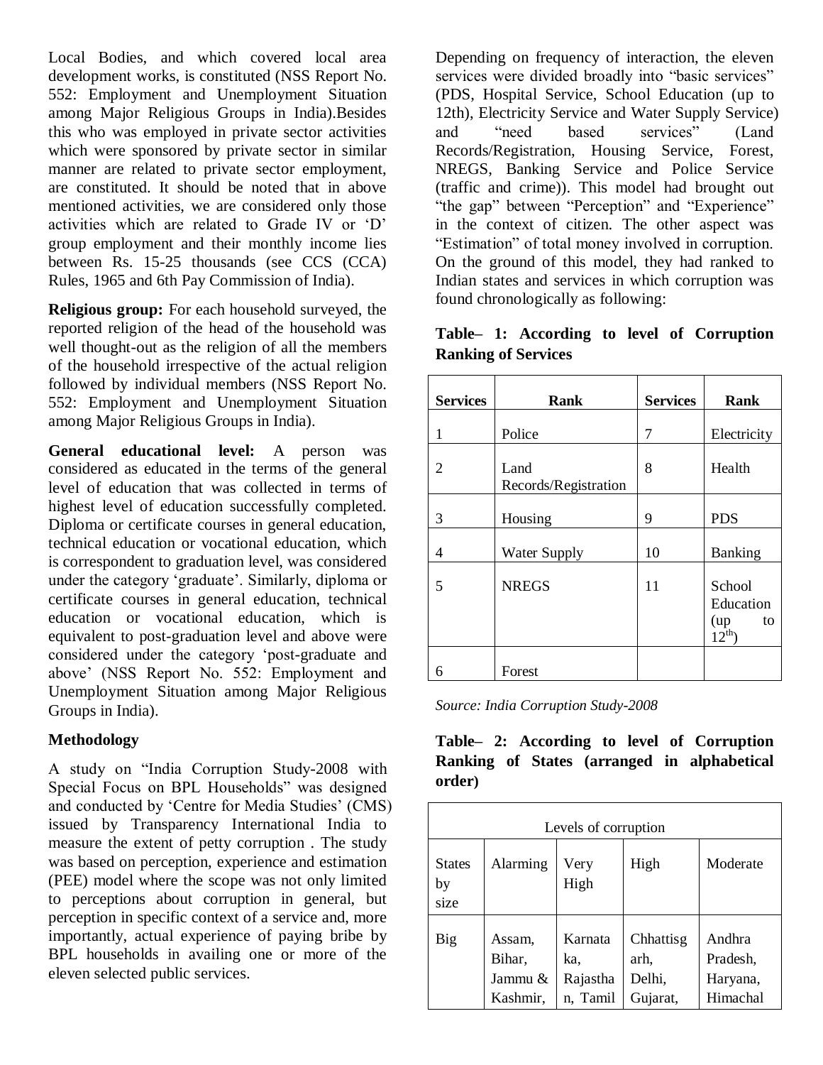Local Bodies, and which covered local area development works, is constituted (NSS Report No. 552: Employment and Unemployment Situation among Major Religious Groups in India).Besides this who was employed in private sector activities which were sponsored by private sector in similar manner are related to private sector employment, are constituted. It should be noted that in above mentioned activities, we are considered only those activities which are related to Grade IV or 'D' group employment and their monthly income lies between Rs. 15-25 thousands (see CCS (CCA) Rules, 1965 and 6th Pay Commission of India).

**Religious group:** For each household surveyed, the reported religion of the head of the household was well thought-out as the religion of all the members of the household irrespective of the actual religion followed by individual members (NSS Report No. 552: Employment and Unemployment Situation among Major Religious Groups in India).

**General educational level:** A person was considered as educated in the terms of the general level of education that was collected in terms of highest level of education successfully completed. Diploma or certificate courses in general education, technical education or vocational education, which is correspondent to graduation level, was considered under the category 'graduate'. Similarly, diploma or certificate courses in general education, technical education or vocational education, which is equivalent to post-graduation level and above were considered under the category 'post-graduate and above' (NSS Report No. 552: Employment and Unemployment Situation among Major Religious Groups in India).

## Methodology

A study on "India Corruption Study-2008 with Special Focus on BPL Households" was designed and conducted by 'Centre for Media Studies' (CMS) issued by Transparency International India to measure the extent of petty corruption . The study was based on perception, experience and estimation (PEE) model where the scope was not only limited to perceptions about corruption in general, but perception in specific context of a service and, more importantly, actual experience of paying bribe by BPL households in availing one or more of the eleven selected public services.

Depending on frequency of interaction, the eleven services were divided broadly into "basic services" (PDS, Hospital Service, School Education (up to 12th), Electricity Service and Water Supply Service) and "need based services" (Land Records/Registration, Housing Service, Forest, NREGS, Banking Service and Police Service (traffic and crime)). This model had brought out "the gap" between "Perception" and "Experience" in the context of citizen. The other aspect was "Estimation" of total money involved in corruption. On the ground of this model, they had ranked to Indian states and services in which corruption was found chronologically as following:

**Table– 1: According to level of Corruption Ranking of Services**

| Services | Rank | Services | Rank |
|---|---|---|---|
| 1 | Police | 7 | Electricity |
| 2 | Land Records/Registration | 8 | Health |
| 3 | Housing | 9 | PDS |
| 4 | Water Supply | 10 | Banking |
| 5 | NREGS | 11 | School Education (up to $12^{th}$) |
| 6 | Forest | | |

*Source: India Corruption Study-2008*

**Table– 2: According to level of Corruption Ranking of States (arranged in alphabetical order)**

| Levels of corruption | | | | |
|---|---|---|---|---|
| States by size | Alarming | Very High | High | Moderate |
| Big | Assam, Bihar, Jammu & Kashmir, | Karnataka, Rajasthan, Tamil | Chhattisgarh, Delhi, Gujarat, | Andhra Pradesh, Haryana, Himachal |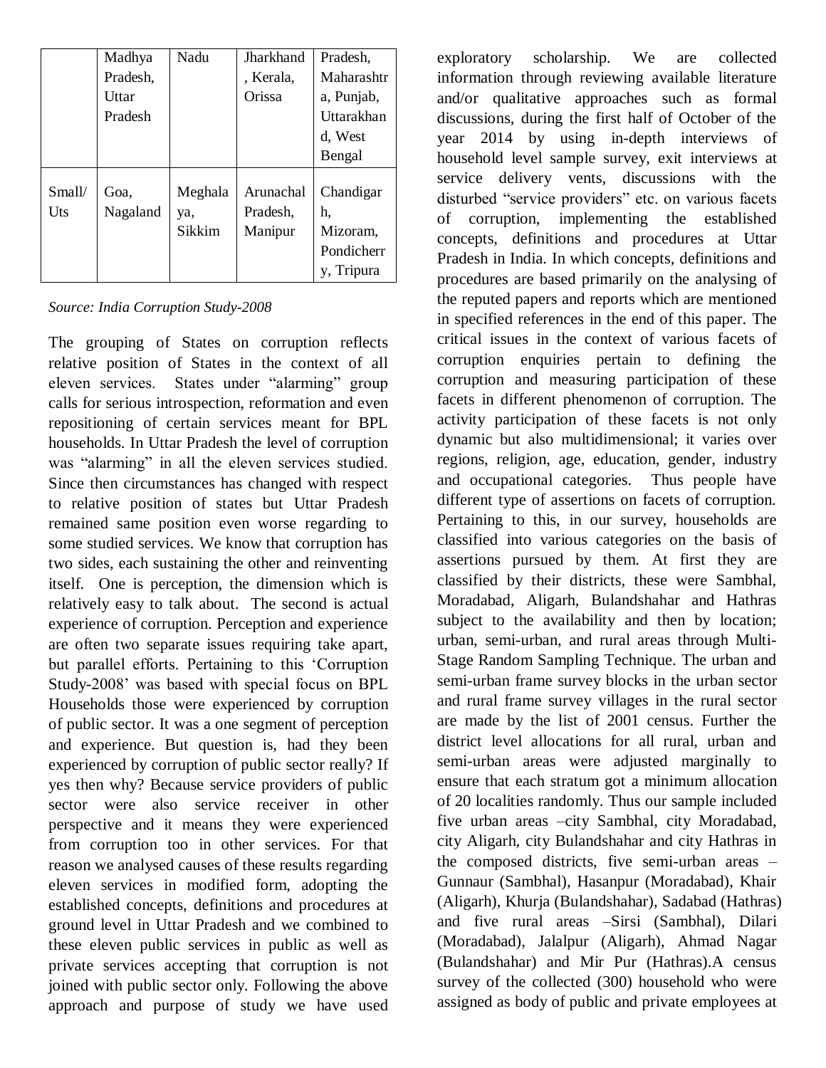|  | Madhya Pradesh, Uttar Pradesh | Nadu | Jharkhand, Kerala, Orissa | Pradesh, Maharashtra, Punjab, Uttarakhand, West Bengal |
|---|---|---|---|---|
| Small/ Uts | Goa, Nagaland | Meghalaya, Sikkim | Arunachal Pradesh, Manipur | Chandigarh, Mizoram, Pondicherry, Tripura |

*Source: India Corruption Study-2008*

The grouping of States on corruption reflects relative position of States in the context of all eleven services. States under "alarming" group calls for serious introspection, reformation and even repositioning of certain services meant for BPL households. In Uttar Pradesh the level of corruption was "alarming" in all the eleven services studied. Since then circumstances has changed with respect to relative position of states but Uttar Pradesh remained same position even worse regarding to some studied services. We know that corruption has two sides, each sustaining the other and reinventing itself. One is perception, the dimension which is relatively easy to talk about. The second is actual experience of corruption. Perception and experience are often two separate issues requiring take apart, but parallel efforts. Pertaining to this 'Corruption Study-2008' was based with special focus on BPL Households those were experienced by corruption of public sector. It was a one segment of perception and experience. But question is, had they been experienced by corruption of public sector really? If yes then why? Because service providers of public sector were also service receiver in other perspective and it means they were experienced from corruption too in other services. For that reason we analysed causes of these results regarding eleven services in modified form, adopting the established concepts, definitions and procedures at ground level in Uttar Pradesh and we combined to these eleven public services in public as well as private services accepting that corruption is not joined with public sector only. Following the above approach and purpose of study we have used exploratory scholarship. We are collected information through reviewing available literature and/or qualitative approaches such as formal discussions, during the first half of October of the year 2014 by using in-depth interviews of household level sample survey, exit interviews at service delivery vents, discussions with the disturbed "service providers" etc. on various facets of corruption, implementing the established concepts, definitions and procedures at Uttar Pradesh in India. In which concepts, definitions and procedures are based primarily on the analysing of the reputed papers and reports which are mentioned in specified references in the end of this paper. The critical issues in the context of various facets of corruption enquiries pertain to defining the corruption and measuring participation of these facets in different phenomenon of corruption. The activity participation of these facets is not only dynamic but also multidimensional; it varies over regions, religion, age, education, gender, industry and occupational categories. Thus people have different type of assertions on facets of corruption. Pertaining to this, in our survey, households are classified into various categories on the basis of assertions pursued by them. At first they are classified by their districts, these were Sambhal, Moradabad, Aligarh, Bulandshahar and Hathras subject to the availability and then by location; urban, semi-urban, and rural areas through Multi-Stage Random Sampling Technique. The urban and semi-urban frame survey blocks in the urban sector and rural frame survey villages in the rural sector are made by the list of 2001 census. Further the district level allocations for all rural, urban and semi-urban areas were adjusted marginally to ensure that each stratum got a minimum allocation of 20 localities randomly. Thus our sample included five urban areas –city Sambhal, city Moradabad, city Aligarh, city Bulandshahar and city Hathras in the composed districts, five semi-urban areas –Gunnaur (Sambhal), Hasanpur (Moradabad), Khair (Aligarh), Khurja (Bulandshahar), Sadabad (Hathras) and five rural areas –Sirsi (Sambhal), Dilari (Moradabad), Jalalpur (Aligarh), Ahmad Nagar (Bulandshahar) and Mir Pur (Hathras).A census survey of the collected (300) household who were assigned as body of public and private employees at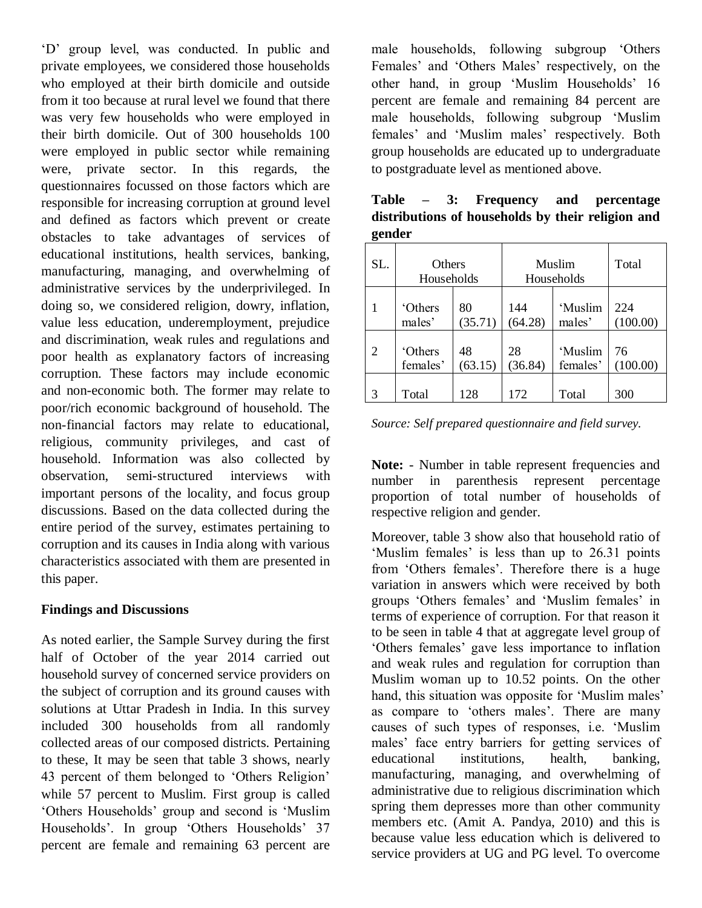'D' group level, was conducted. In public and private employees, we considered those households who employed at their birth domicile and outside from it too because at rural level we found that there was very few households who were employed in their birth domicile. Out of 300 households 100 were employed in public sector while remaining were, private sector. In this regards, the questionnaires focussed on those factors which are responsible for increasing corruption at ground level and defined as factors which prevent or create obstacles to take advantages of services of educational institutions, health services, banking, manufacturing, managing, and overwhelming of administrative services by the underprivileged. In doing so, we considered religion, dowry, inflation, value less education, underemployment, prejudice and discrimination, weak rules and regulations and poor health as explanatory factors of increasing corruption. These factors may include economic and non-economic both. The former may relate to poor/rich economic background of household. The non-financial factors may relate to educational, religious, community privileges, and cast of household. Information was also collected by observation, semi-structured interviews with important persons of the locality, and focus group discussions. Based on the data collected during the entire period of the survey, estimates pertaining to corruption and its causes in India along with various characteristics associated with them are presented in this paper.

**Findings and Discussions**

As noted earlier, the Sample Survey during the first half of October of the year 2014 carried out household survey of concerned service providers on the subject of corruption and its ground causes with solutions at Uttar Pradesh in India. In this survey included 300 households from all randomly collected areas of our composed districts. Pertaining to these, It may be seen that table 3 shows, nearly 43 percent of them belonged to 'Others Religion' while 57 percent to Muslim. First group is called 'Others Households' group and second is 'Muslim Households'. In group 'Others Households' 37 percent are female and remaining 63 percent are male households, following subgroup 'Others Females' and 'Others Males' respectively, on the other hand, in group 'Muslim Households' 16 percent are female and remaining 84 percent are male households, following subgroup 'Muslim females' and 'Muslim males' respectively. Both group households are educated up to undergraduate to postgraduate level as mentioned above.

**Table – 3: Frequency and percentage distributions of households by their religion and gender**

| SL. | Others Households | | Muslim Households | | Total |
|---|---|---|---|---|---|
| 1 | 'Others males' | 80 (35.71) | 144 (64.28) | 'Muslim males' | 224 (100.00) |
| 2 | 'Others females' | 48 (63.15) | 28 (36.84) | 'Muslim females' | 76 (100.00) |
| 3 | Total | 128 | 172 | Total | 300 |

*Source: Self prepared questionnaire and field survey.*

**Note:** - Number in table represent frequencies and number in parenthesis represent percentage proportion of total number of households of respective religion and gender.

Moreover, table 3 show also that household ratio of 'Muslim females' is less than up to 26.31 points from 'Others females'. Therefore there is a huge variation in answers which were received by both groups 'Others females' and 'Muslim females' in terms of experience of corruption. For that reason it to be seen in table 4 that at aggregate level group of 'Others females' gave less importance to inflation and weak rules and regulation for corruption than Muslim woman up to 10.52 points. On the other hand, this situation was opposite for 'Muslim males' as compare to 'others males'. There are many causes of such types of responses, i.e. 'Muslim males' face entry barriers for getting services of educational institutions, health, banking, manufacturing, managing, and overwhelming of administrative due to religious discrimination which spring them depresses more than other community members etc. (Amit A. Pandya, 2010) and this is because value less education which is delivered to service providers at UG and PG level. To overcome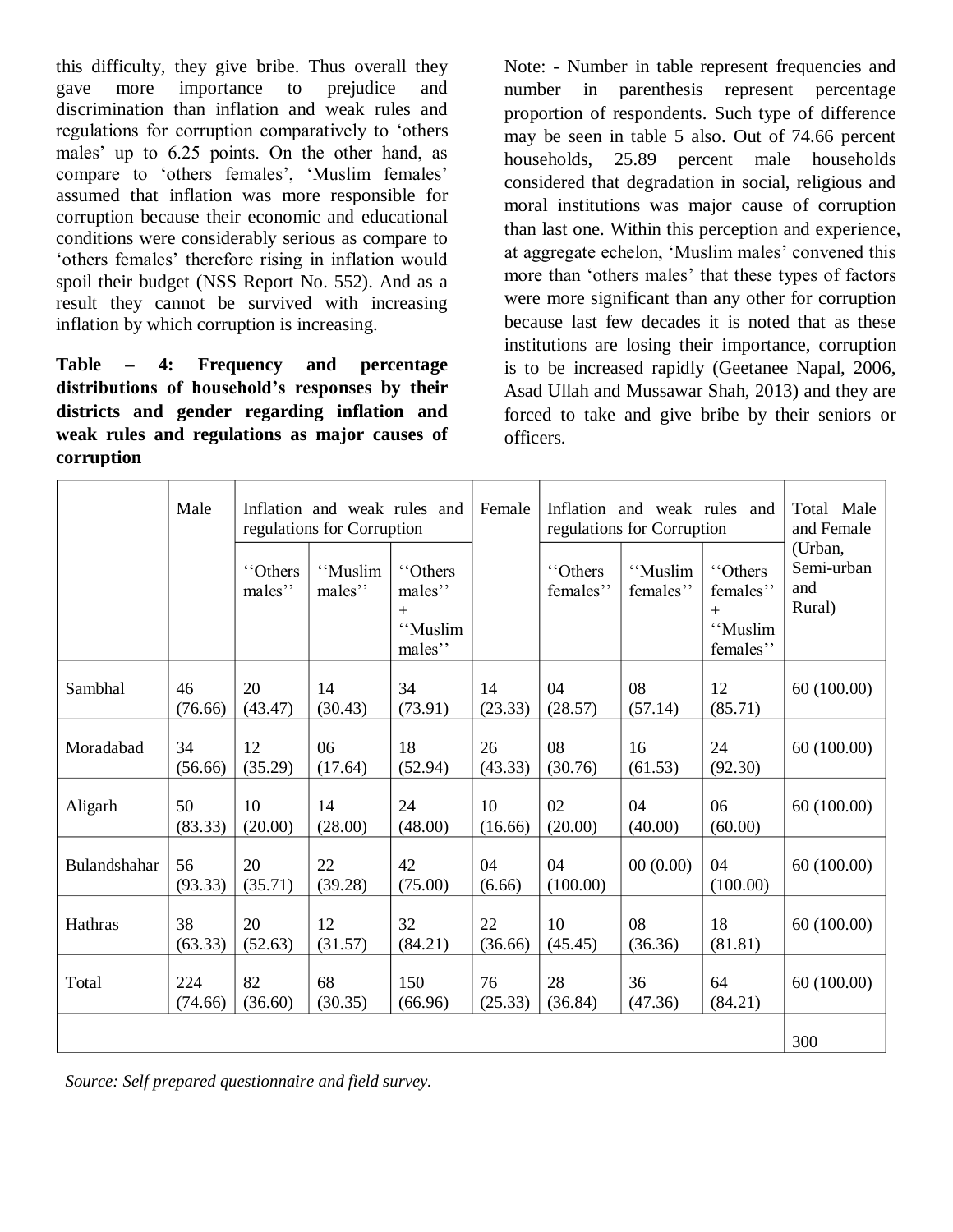this difficulty, they give bribe. Thus overall they gave more importance to prejudice and discrimination than inflation and weak rules and regulations for corruption comparatively to 'others males' up to 6.25 points. On the other hand, as compare to 'others females', 'Muslim females' assumed that inflation was more responsible for corruption because their economic and educational conditions were considerably serious as compare to 'others females' therefore rising in inflation would spoil their budget (NSS Report No. 552). And as a result they cannot be survived with increasing inflation by which corruption is increasing.

**Table – 4: Frequency and percentage distributions of household's responses by their districts and gender regarding inflation and weak rules and regulations as major causes of corruption**

| | Male | Inflation and weak rules and regulations for Corruption | | | Female | Inflation and weak rules and regulations for Corruption | | | Total Male and Female (Urban, Semi-urban and Rural) |
|---|---|---|---|---|---|---|---|---|---|
| | | ''Others males'' | ''Muslim males'' | ''Others males'' + ''Muslim males'' | | ''Others females'' | ''Muslim females'' | ''Others females'' + ''Muslim females'' | |
| Sambhal | 46 (76.66) | 20 (43.47) | 14 (30.43) | 34 (73.91) | 14 (23.33) | 04 (28.57) | 08 (57.14) | 12 (85.71) | 60 (100.00) |
| Moradabad | 34 (56.66) | 12 (35.29) | 06 (17.64) | 18 (52.94) | 26 (43.33) | 08 (30.76) | 16 (61.53) | 24 (92.30) | 60 (100.00) |
| Aligarh | 50 (83.33) | 10 (20.00) | 14 (28.00) | 24 (48.00) | 10 (16.66) | 02 (20.00) | 04 (40.00) | 06 (60.00) | 60 (100.00) |
| Bulandshahar | 56 (93.33) | 20 (35.71) | 22 (39.28) | 42 (75.00) | 04 (6.66) | 04 (100.00) | 00 (0.00) | 04 (100.00) | 60 (100.00) |
| Hathras | 38 (63.33) | 20 (52.63) | 12 (31.57) | 32 (84.21) | 22 (36.66) | 10 (45.45) | 08 (36.36) | 18 (81.81) | 60 (100.00) |
| Total | 224 (74.66) | 82 (36.60) | 68 (30.35) | 150 (66.96) | 76 (25.33) | 28 (36.84) | 36 (47.36) | 64 (84.21) | 60 (100.00) |
| | | | | | | | | | 300 |

*Source: Self prepared questionnaire and field survey.*

Note: - Number in table represent frequencies and number in parenthesis represent percentage proportion of respondents. Such type of difference may be seen in table 5 also. Out of 74.66 percent households, 25.89 percent male households considered that degradation in social, religious and moral institutions was major cause of corruption than last one. Within this perception and experience, at aggregate echelon, 'Muslim males' convened this more than 'others males' that these types of factors were more significant than any other for corruption because last few decades it is noted that as these institutions are losing their importance, corruption is to be increased rapidly (Geetanee Napal, 2006, Asad Ullah and Mussawar Shah, 2013) and they are forced to take and give bribe by their seniors or officers.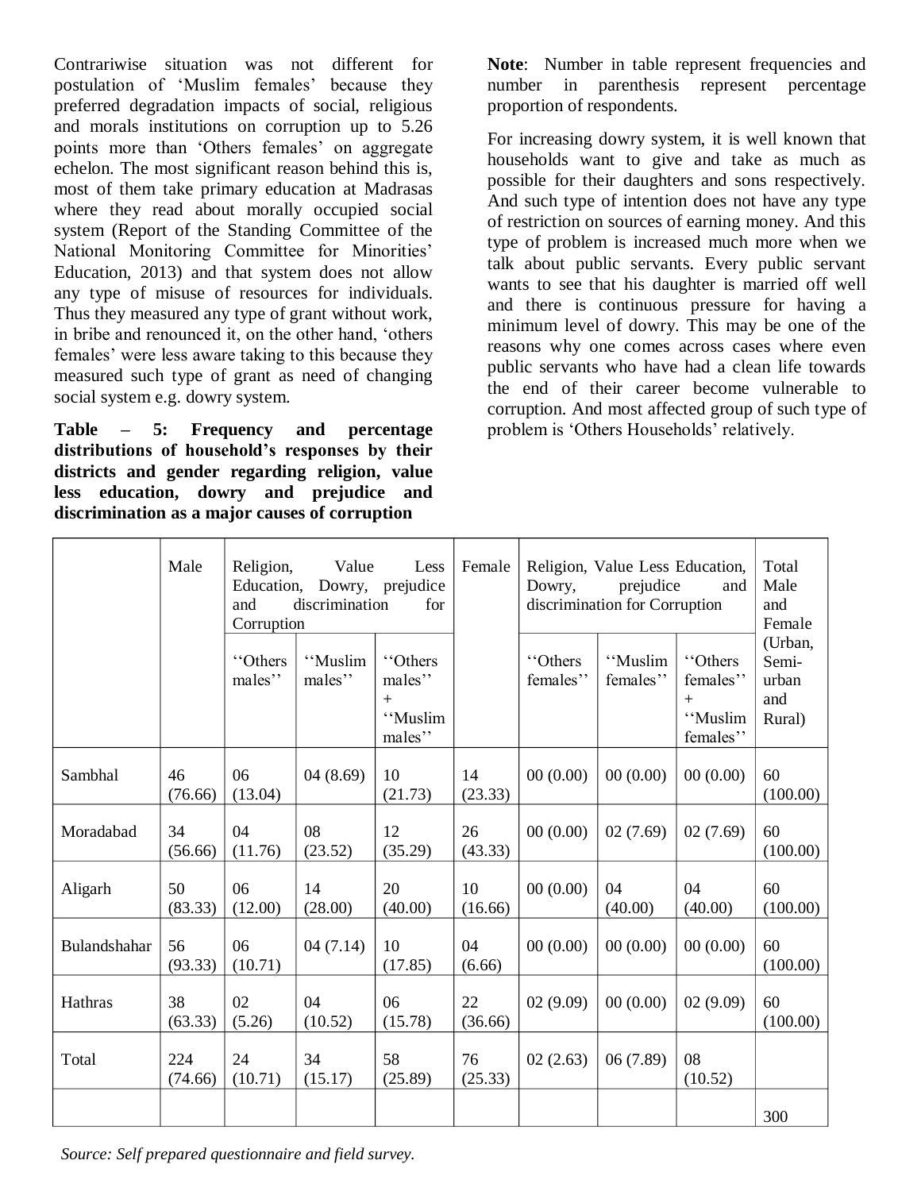Contrariwise situation was not different for postulation of 'Muslim females' because they preferred degradation impacts of social, religious and morals institutions on corruption up to 5.26 points more than 'Others females' on aggregate echelon. The most significant reason behind this is, most of them take primary education at Madrasas where they read about morally occupied social system (Report of the Standing Committee of the National Monitoring Committee for Minorities' Education, 2013) and that system does not allow any type of misuse of resources for individuals. Thus they measured any type of grant without work, in bribe and renounced it, on the other hand, 'others females' were less aware taking to this because they measured such type of grant as need of changing social system e.g. dowry system.

**Table – 5: Frequency and percentage distributions of household's responses by their districts and gender regarding religion, value less education, dowry and prejudice and discrimination as a major causes of corruption**

| | Male | Religion, Value Less Education, Dowry, prejudice and discrimination for Corruption | | | Female | Religion, Value Less Education, Dowry, prejudice and discrimination for Corruption | | | Total Male and Female (Urban, Semi-urban and Rural) |
|---|---|---|---|---|---|---|---|---|---|
| | | ''Others males'' | ''Muslim males'' | ''Others males'' + ''Muslim males'' | | ''Others females'' | ''Muslim females'' | ''Others females'' + ''Muslim females'' | |
| Sambhal | 46 (76.66) | 06 (13.04) | 04 (8.69) | 10 (21.73) | 14 (23.33) | 00 (0.00) | 00 (0.00) | 00 (0.00) | 60 (100.00) |
| Moradabad | 34 (56.66) | 04 (11.76) | 08 (23.52) | 12 (35.29) | 26 (43.33) | 00 (0.00) | 02 (7.69) | 02 (7.69) | 60 (100.00) |
| Aligarh | 50 (83.33) | 06 (12.00) | 14 (28.00) | 20 (40.00) | 10 (16.66) | 00 (0.00) | 04 (40.00) | 04 (40.00) | 60 (100.00) |
| Bulandshahar | 56 (93.33) | 06 (10.71) | 04 (7.14) | 10 (17.85) | 04 (6.66) | 00 (0.00) | 00 (0.00) | 00 (0.00) | 60 (100.00) |
| Hathras | 38 (63.33) | 02 (5.26) | 04 (10.52) | 06 (15.78) | 22 (36.66) | 02 (9.09) | 00 (0.00) | 02 (9.09) | 60 (100.00) |
| Total | 224 (74.66) | 24 (10.71) | 34 (15.17) | 58 (25.89) | 76 (25.33) | 02 (2.63) | 06 (7.89) | 08 (10.52) | |
| | | | | | | | | | 300 |

*Source: Self prepared questionnaire and field survey.*

**Note**: Number in table represent frequencies and number in parenthesis represent percentage proportion of respondents.

For increasing dowry system, it is well known that households want to give and take as much as possible for their daughters and sons respectively. And such type of intention does not have any type of restriction on sources of earning money. And this type of problem is increased much more when we talk about public servants. Every public servant wants to see that his daughter is married off well and there is continuous pressure for having a minimum level of dowry. This may be one of the reasons why one comes across cases where even public servants who have had a clean life towards the end of their career become vulnerable to corruption. And most affected group of such type of problem is 'Others Households' relatively.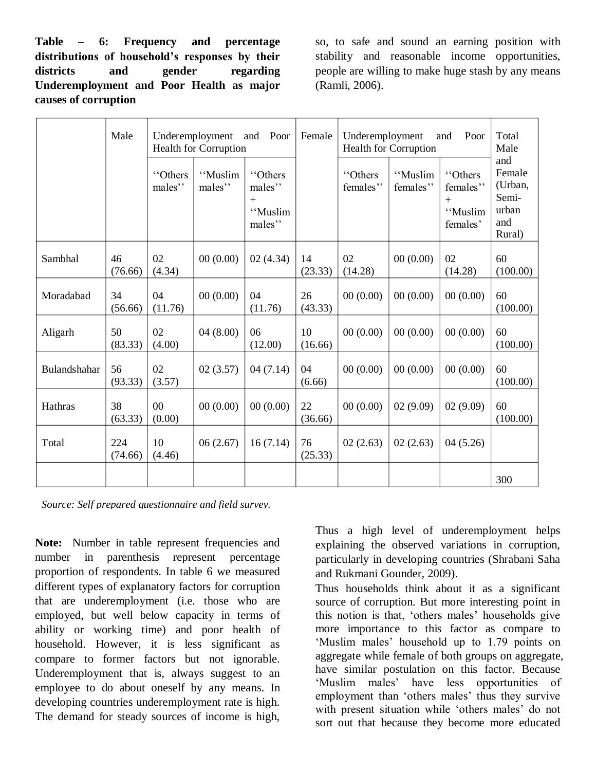**Table – 6: Frequency and percentage distributions of household's responses by their districts and gender regarding Underemployment and Poor Health as major causes of corruption**

so, to safe and sound an earning position with stability and reasonable income opportunities, people are willing to make huge stash by any means (Ramli, 2006).

| | Male | Underemployment and Poor Health for Corruption | | | Female | Underemployment and Poor Health for Corruption | | | Total Male and Female (Urban, Semi-urban and Rural) |
|---|---|---|---|---|---|---|---|---|---|
| | | ''Others males'' | ''Muslim males'' | ''Others males'' + ''Muslim males'' | | ''Others females'' | ''Muslim females'' | ''Others females'' + ''Muslim females' | |
| Sambhal | 46 (76.66) | 02 (4.34) | 00 (0.00) | 02 (4.34) | 14 (23.33) | 02 (14.28) | 00 (0.00) | 02 (14.28) | 60 (100.00) |
| Moradabad | 34 (56.66) | 04 (11.76) | 00 (0.00) | 04 (11.76) | 26 (43.33) | 00 (0.00) | 00 (0.00) | 00 (0.00) | 60 (100.00) |
| Aligarh | 50 (83.33) | 02 (4.00) | 04 (8.00) | 06 (12.00) | 10 (16.66) | 00 (0.00) | 00 (0.00) | 00 (0.00) | 60 (100.00) |
| Bulandshahar | 56 (93.33) | 02 (3.57) | 02 (3.57) | 04 (7.14) | 04 (6.66) | 00 (0.00) | 00 (0.00) | 00 (0.00) | 60 (100.00) |
| Hathras | 38 (63.33) | 00 (0.00) | 00 (0.00) | 00 (0.00) | 22 (36.66) | 00 (0.00) | 02 (9.09) | 02 (9.09) | 60 (100.00) |
| Total | 224 (74.66) | 10 (4.46) | 06 (2.67) | 16 (7.14) | 76 (25.33) | 02 (2.63) | 02 (2.63) | 04 (5.26) | |
| | | | | | | | | | 300 |

*Source: Self prepared questionnaire and field survey.*

**Note:** Number in table represent frequencies and number in parenthesis represent percentage proportion of respondents. In table 6 we measured different types of explanatory factors for corruption that are underemployment (i.e. those who are employed, but well below capacity in terms of ability or working time) and poor health of household. However, it is less significant as compare to former factors but not ignorable. Underemployment that is, always suggest to an employee to do about oneself by any means. In developing countries underemployment rate is high. The demand for steady sources of income is high, so, to safe and sound an earning position with stability and reasonable income opportunities, people are willing to make huge stash by any means (Ramli, 2006).

Thus a high level of underemployment helps explaining the observed variations in corruption, particularly in developing countries (Shrabani Saha and Rukmani Gounder, 2009).

Thus households think about it as a significant source of corruption. But more interesting point in this notion is that, 'others males' households give more importance to this factor as compare to 'Muslim males' household up to 1.79 points on aggregate while female of both groups on aggregate, have similar postulation on this factor. Because 'Muslim males' have less opportunities of employment than 'others males' thus they survive with present situation while 'others males' do not sort out that because they become more educated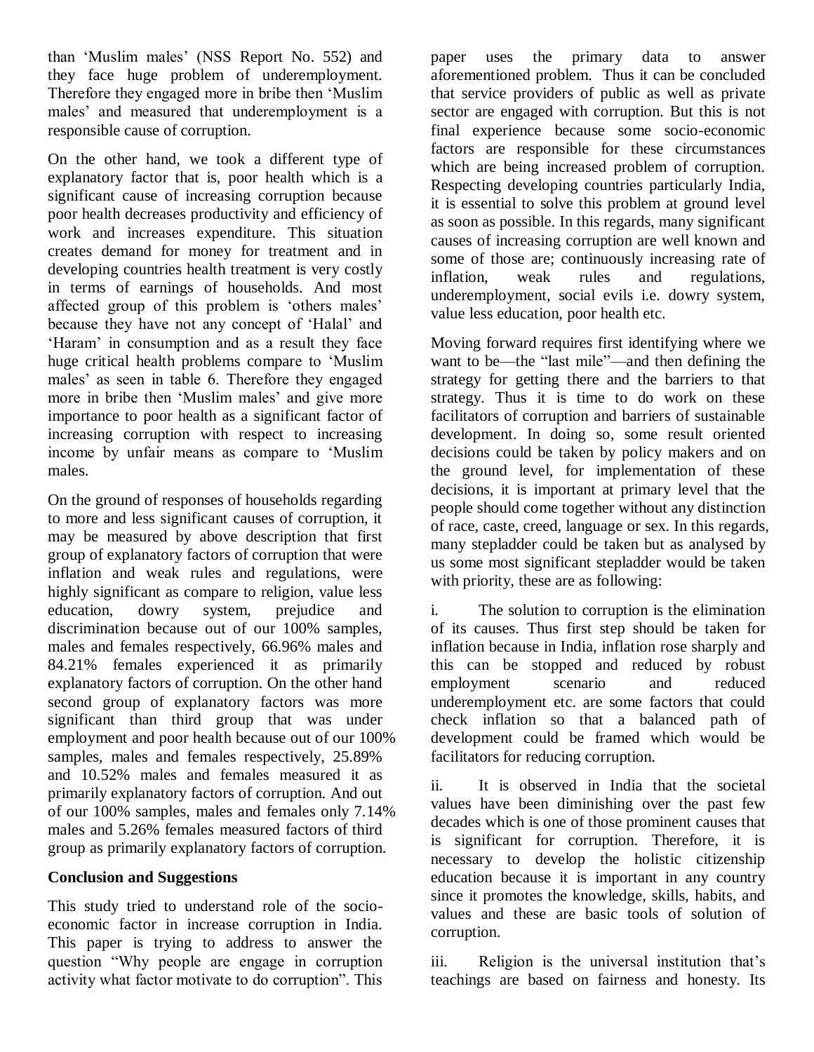than 'Muslim males' (NSS Report No. 552) and they face huge problem of underemployment. Therefore they engaged more in bribe then 'Muslim males' and measured that underemployment is a responsible cause of corruption.

On the other hand, we took a different type of explanatory factor that is, poor health which is a significant cause of increasing corruption because poor health decreases productivity and efficiency of work and increases expenditure. This situation creates demand for money for treatment and in developing countries health treatment is very costly in terms of earnings of households. And most affected group of this problem is 'others males' because they have not any concept of 'Halal' and 'Haram' in consumption and as a result they face huge critical health problems compare to 'Muslim males' as seen in table 6. Therefore they engaged more in bribe then 'Muslim males' and give more importance to poor health as a significant factor of increasing corruption with respect to increasing income by unfair means as compare to 'Muslim males.

On the ground of responses of households regarding to more and less significant causes of corruption, it may be measured by above description that first group of explanatory factors of corruption that were inflation and weak rules and regulations, were highly significant as compare to religion, value less education, dowry system, prejudice and discrimination because out of our 100% samples, males and females respectively, 66.96% males and 84.21% females experienced it as primarily explanatory factors of corruption. On the other hand second group of explanatory factors was more significant than third group that was under employment and poor health because out of our 100% samples, males and females respectively, 25.89% and 10.52% males and females measured it as primarily explanatory factors of corruption. And out of our 100% samples, males and females only 7.14% males and 5.26% females measured factors of third group as primarily explanatory factors of corruption.

**Conclusion and Suggestions**

This study tried to understand role of the socio-economic factor in increase corruption in India. This paper is trying to address to answer the question "Why people are engage in corruption activity what factor motivate to do corruption". This paper uses the primary data to answer aforementioned problem. Thus it can be concluded that service providers of public as well as private sector are engaged with corruption. But this is not final experience because some socio-economic factors are responsible for these circumstances which are being increased problem of corruption. Respecting developing countries particularly India, it is essential to solve this problem at ground level as soon as possible. In this regards, many significant causes of increasing corruption are well known and some of those are; continuously increasing rate of inflation, weak rules and regulations, underemployment, social evils i.e. dowry system, value less education, poor health etc.

Moving forward requires first identifying where we want to be—the "last mile"—and then defining the strategy for getting there and the barriers to that strategy. Thus it is time to do work on these facilitators of corruption and barriers of sustainable development. In doing so, some result oriented decisions could be taken by policy makers and on the ground level, for implementation of these decisions, it is important at primary level that the people should come together without any distinction of race, caste, creed, language or sex. In this regards, many stepladder could be taken but as analysed by us some most significant stepladder would be taken with priority, these are as following:

i. The solution to corruption is the elimination of its causes. Thus first step should be taken for inflation because in India, inflation rose sharply and this can be stopped and reduced by robust employment scenario and reduced underemployment etc. are some factors that could check inflation so that a balanced path of development could be framed which would be facilitators for reducing corruption.

ii. It is observed in India that the societal values have been diminishing over the past few decades which is one of those prominent causes that is significant for corruption. Therefore, it is necessary to develop the holistic citizenship education because it is important in any country since it promotes the knowledge, skills, habits, and values and these are basic tools of solution of corruption.

iii. Religion is the universal institution that's teachings are based on fairness and honesty. Its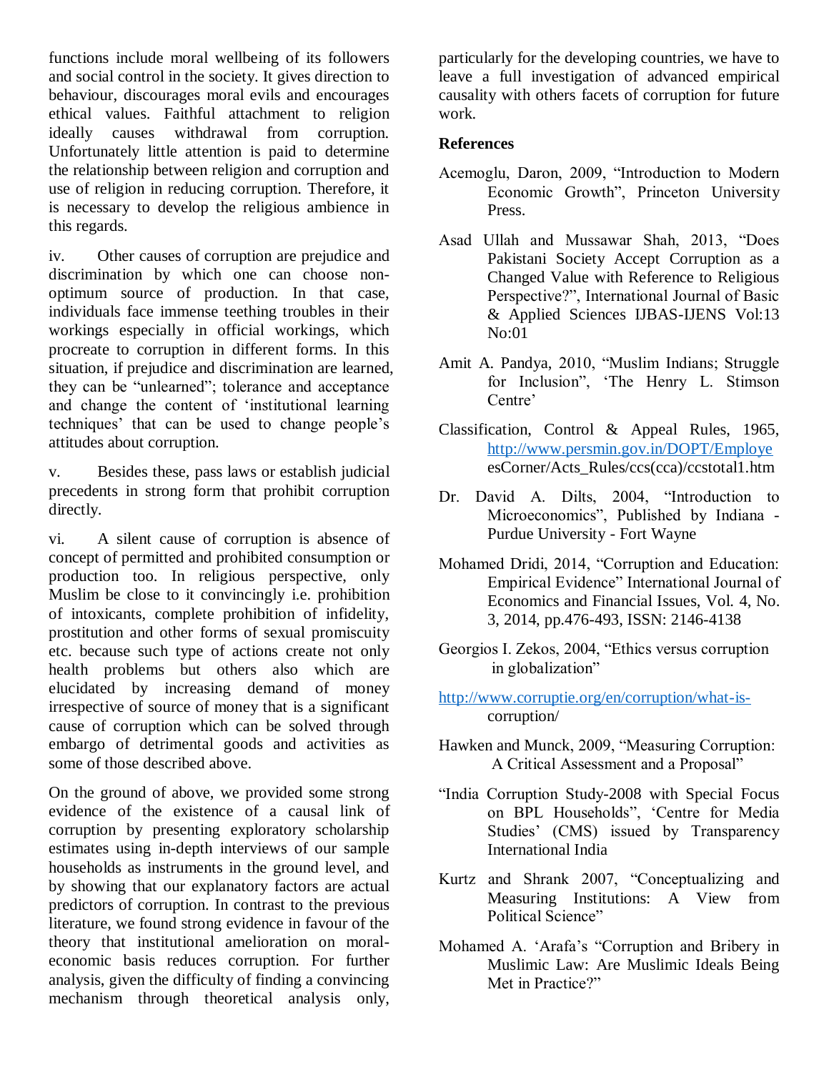functions include moral wellbeing of its followers and social control in the society. It gives direction to behaviour, discourages moral evils and encourages ethical values. Faithful attachment to religion ideally causes withdrawal from corruption. Unfortunately little attention is paid to determine the relationship between religion and corruption and use of religion in reducing corruption. Therefore, it is necessary to develop the religious ambience in this regards.

iv. Other causes of corruption are prejudice and discrimination by which one can choose non-optimum source of production. In that case, individuals face immense teething troubles in their workings especially in official workings, which procreate to corruption in different forms. In this situation, if prejudice and discrimination are learned, they can be "unlearned"; tolerance and acceptance and change the content of 'institutional learning techniques' that can be used to change people's attitudes about corruption.

v. Besides these, pass laws or establish judicial precedents in strong form that prohibit corruption directly.

vi. A silent cause of corruption is absence of concept of permitted and prohibited consumption or production too. In religious perspective, only Muslim be close to it convincingly i.e. prohibition of intoxicants, complete prohibition of infidelity, prostitution and other forms of sexual promiscuity etc. because such type of actions create not only health problems but others also which are elucidated by increasing demand of money irrespective of source of money that is a significant cause of corruption which can be solved through embargo of detrimental goods and activities as some of those described above.

On the ground of above, we provided some strong evidence of the existence of a causal link of corruption by presenting exploratory scholarship estimates using in-depth interviews of our sample households as instruments in the ground level, and by showing that our explanatory factors are actual predictors of corruption. In contrast to the previous literature, we found strong evidence in favour of the theory that institutional amelioration on moral-economic basis reduces corruption. For further analysis, given the difficulty of finding a convincing mechanism through theoretical analysis only, particularly for the developing countries, we have to leave a full investigation of advanced empirical causality with others facets of corruption for future work.

## References

Acemoglu, Daron, 2009, "Introduction to Modern Economic Growth", Princeton University Press.

Asad Ullah and Mussawar Shah, 2013, "Does Pakistani Society Accept Corruption as a Changed Value with Reference to Religious Perspective?", International Journal of Basic & Applied Sciences IJBAS-IJENS Vol:13 No:01

Amit A. Pandya, 2010, "Muslim Indians; Struggle for Inclusion", 'The Henry L. Stimson Centre'

Classification, Control & Appeal Rules, 1965, http://www.persmin.gov.in/DOPT/EmployeesCorner/Acts_Rules/ccs(cca)/ccstotal1.htm

Dr. David A. Dilts, 2004, "Introduction to Microeconomics", Published by Indiana - Purdue University - Fort Wayne

Mohamed Dridi, 2014, "Corruption and Education: Empirical Evidence" International Journal of Economics and Financial Issues, Vol. 4, No. 3, 2014, pp.476-493, ISSN: 2146-4138

Georgios I. Zekos, 2004, "Ethics versus corruption in globalization"

http://www.corruptie.org/en/corruption/what-is-corruption/

Hawken and Munck, 2009, "Measuring Corruption: A Critical Assessment and a Proposal"

"India Corruption Study-2008 with Special Focus on BPL Households", 'Centre for Media Studies' (CMS) issued by Transparency International India

Kurtz and Shrank 2007, "Conceptualizing and Measuring Institutions: A View from Political Science"

Mohamed A. 'Arafa's "Corruption and Bribery in Muslimic Law: Are Muslimic Ideals Being Met in Practice?"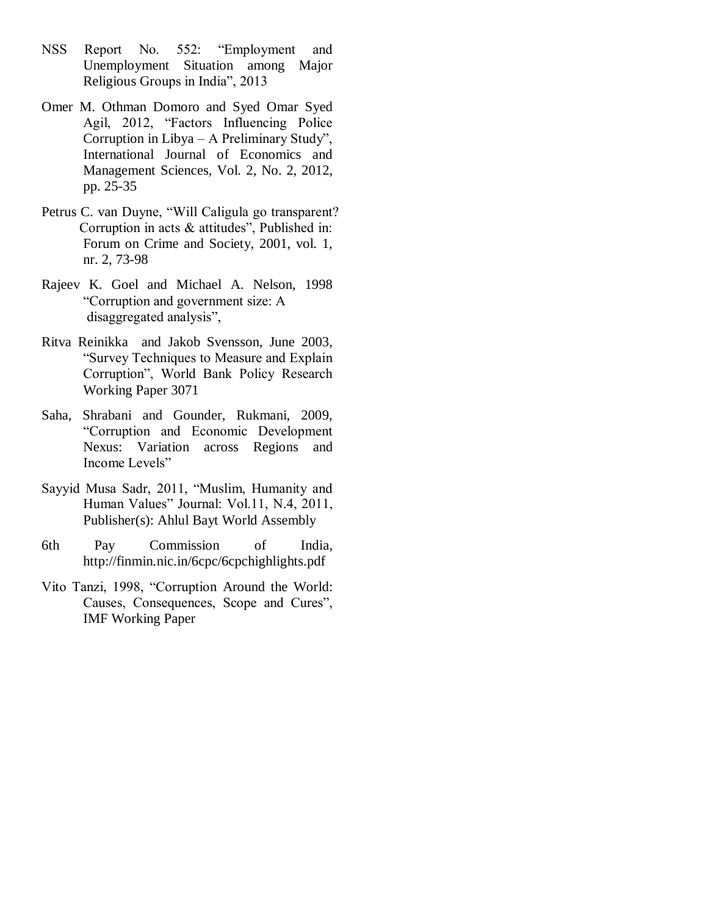NSS Report No. 552: "Employment and Unemployment Situation among Major Religious Groups in India", 2013

Omer M. Othman Domoro and Syed Omar Syed Agil, 2012, "Factors Influencing Police Corruption in Libya – A Preliminary Study", International Journal of Economics and Management Sciences, Vol. 2, No. 2, 2012, pp. 25-35

Petrus C. van Duyne, "Will Caligula go transparent? Corruption in acts & attitudes", Published in: Forum on Crime and Society, 2001, vol. 1, nr. 2, 73-98

Rajeev K. Goel and Michael A. Nelson, 1998 "Corruption and government size: A disaggregated analysis",

Ritva Reinikka and Jakob Svensson, June 2003, "Survey Techniques to Measure and Explain Corruption", World Bank Policy Research Working Paper 3071

Saha, Shrabani and Gounder, Rukmani, 2009, "Corruption and Economic Development Nexus: Variation across Regions and Income Levels"

Sayyid Musa Sadr, 2011, "Muslim, Humanity and Human Values" Journal: Vol.11, N.4, 2011, Publisher(s): Ahlul Bayt World Assembly

6th Pay Commission of India, http://finmin.nic.in/6cpc/6cpchighlights.pdf

Vito Tanzi, 1998, "Corruption Around the World: Causes, Consequences, Scope and Cures", IMF Working Paper